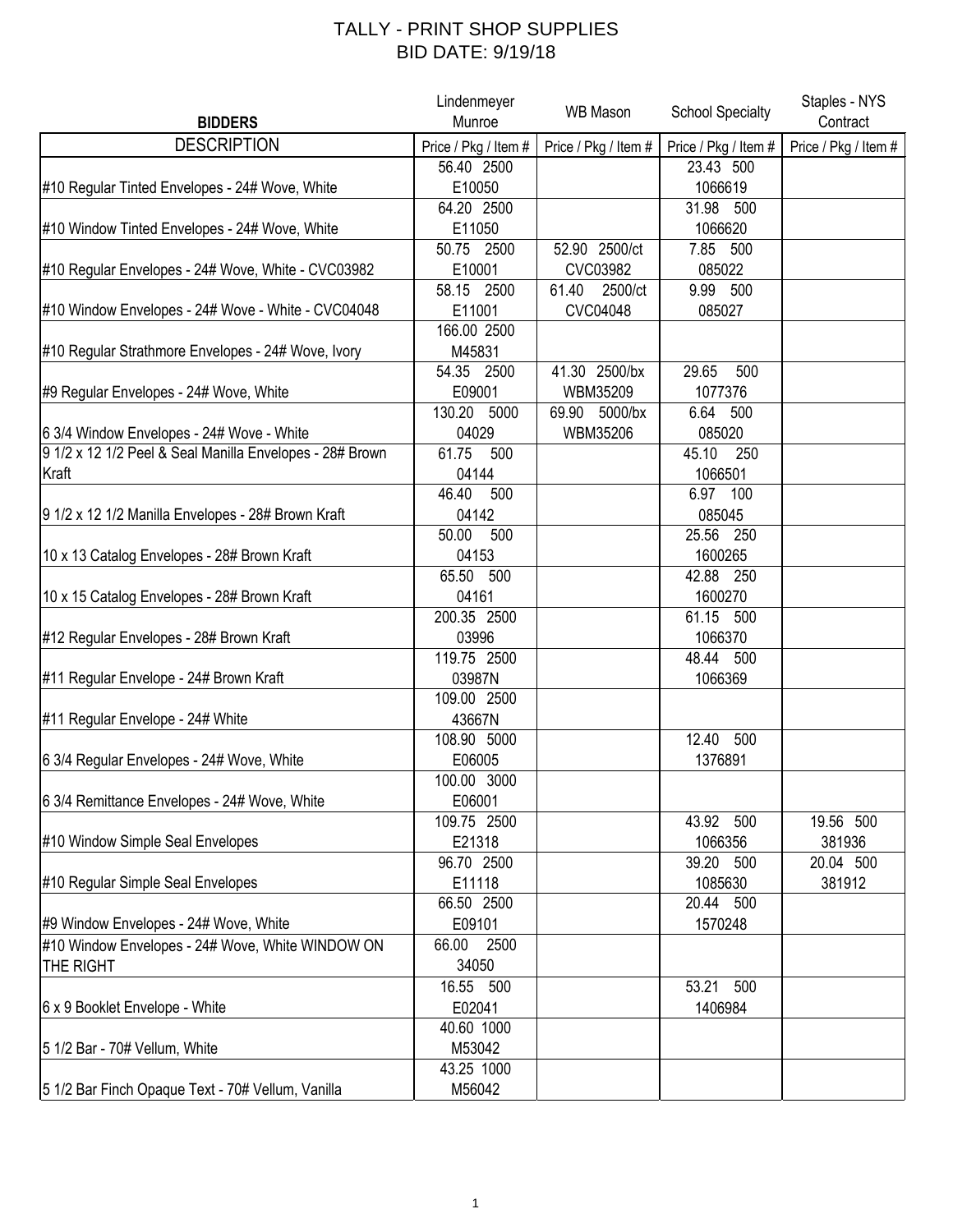# TALLY - PRINT SHOP SUPPLIES
## BID DATE: 9/19/18

| BIDDERS | Lindenmeyer Munroe | WB Mason | School Specialty | Staples - NYS Contract |
|---|---|---|---|---|
| DESCRIPTION | Price / Pkg / Item # | Price / Pkg / Item # | Price / Pkg / Item # | Price / Pkg / Item # |
| #10 Regular Tinted Envelopes - 24# Wove, White | 56.40 2500 E10050 | | 23.43 500 1066619 | |
| #10 Window Tinted Envelopes - 24# Wove, White | 64.20 2500 E11050 | | 31.98 500 1066620 | |
| #10 Regular Envelopes - 24# Wove, White - CVC03982 | 50.75 2500 E10001 | 52.90 2500/ct CVC03982 | 7.85 500 085022 | |
| #10 Window Envelopes - 24# Wove - White - CVC04048 | 58.15 2500 E11001 | 61.40 2500/ct CVC04048 | 9.99 500 085027 | |
| #10 Regular Strathmore Envelopes - 24# Wove, Ivory | 166.00 2500 M45831 | | | |
| #9 Regular Envelopes - 24# Wove, White | 54.35 2500 E09001 | 41.30 2500/bx WBM35209 | 29.65 500 1077376 | |
| 6 3/4 Window Envelopes - 24# Wove - White | 130.20 5000 04029 | 69.90 5000/bx WBM35206 | 6.64 500 085020 | |
| 9 1/2 x 12 1/2 Peel & Seal Manilla Envelopes - 28# Brown Kraft | 61.75 500 04144 | | 45.10 250 1066501 | |
| 9 1/2 x 12 1/2 Manilla Envelopes - 28# Brown Kraft | 46.40 500 04142 | | 6.97 100 085045 | |
| 10 x 13 Catalog Envelopes - 28# Brown Kraft | 50.00 500 04153 | | 25.56 250 1600265 | |
| 10 x 15 Catalog Envelopes - 28# Brown Kraft | 65.50 500 04161 | | 42.88 250 1600270 | |
| #12 Regular Envelopes - 28# Brown Kraft | 200.35 2500 03996 | | 61.15 500 1066370 | |
| #11 Regular Envelope - 24# Brown Kraft | 119.75 2500 03987N | | 48.44 500 1066369 | |
| #11 Regular Envelope - 24# White | 109.00 2500 43667N | | | |
| 6 3/4 Regular Envelopes - 24# Wove, White | 108.90 5000 E06005 | | 12.40 500 1376891 | |
| 6 3/4 Remittance Envelopes - 24# Wove, White | 100.00 3000 E06001 | | | |
| #10 Window Simple Seal Envelopes | 109.75 2500 E21318 | | 43.92 500 1066356 | 19.56 500 381936 |
| #10 Regular Simple Seal Envelopes | 96.70 2500 E11118 | | 39.20 500 1085630 | 20.04 500 381912 |
| #9 Window Envelopes - 24# Wove, White | 66.50 2500 E09101 | | 20.44 500 1570248 | |
| #10 Window Envelopes - 24# Wove, White WINDOW ON THE RIGHT | 66.00 2500 34050 | | | |
| 6 x 9 Booklet Envelope - White | 16.55 500 E02041 | | 53.21 500 1406984 | |
| 5 1/2 Bar - 70# Vellum, White | 40.60 1000 M53042 | | | |
| 5 1/2 Bar Finch Opaque Text - 70# Vellum, Vanilla | 43.25 1000 M56042 | | | |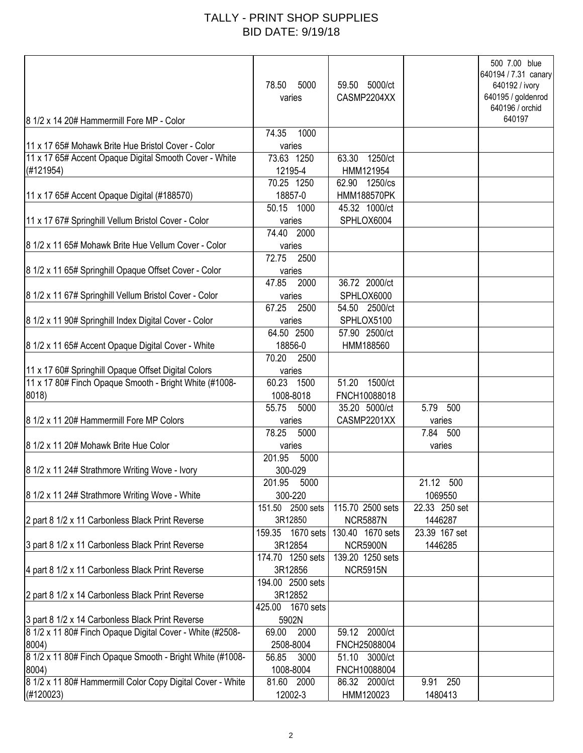# TALLY - PRINT SHOP SUPPLIES
## BID DATE: 9/19/18

| | | | | |
|---|---|---|---|---|
| 8 1/2 x 14 20# Hammermill Fore MP - Color | 78.50 5000<br>varies | 59.50 5000/ct<br>CASMP2204XX | | 500 7.00 blue<br>640194 / 7.31 canary<br>640192 / ivory<br>640195 / goldenrod<br>640196 / orchid<br>640197 |
| 11 x 17 65# Mohawk Brite Hue Bristol Cover - Color | 74.35 1000<br>varies | | | |
| 11 x 17 65# Accent Opaque Digital Smooth Cover - White (#121954) | 73.63 1250<br>12195-4 | 63.30 1250/ct<br>HMM121954 | | |
| 11 x 17 65# Accent Opaque Digital (#188570) | 70.25 1250<br>18857-0 | 62.90 1250/cs<br>HMM188570PK | | |
| 11 x 17 67# Springhill Vellum Bristol Cover - Color | 50.15 1000<br>varies | 45.32 1000/ct<br>SPHLOX6004 | | |
| 8 1/2 x 11 65# Mohawk Brite Hue Vellum Cover - Color | 74.40 2000<br>varies | | | |
| 8 1/2 x 11 65# Springhill Opaque Offset Cover - Color | 72.75 2500<br>varies | | | |
| 8 1/2 x 11 67# Springhill Vellum Bristol Cover - Color | 47.85 2000<br>varies | 36.72 2000/ct<br>SPHLOX6000 | | |
| 8 1/2 x 11 90# Springhill Index Digital Cover - Color | 67.25 2500<br>varies | 54.50 2500/ct<br>SPHLOX5100 | | |
| 8 1/2 x 11 65# Accent Opaque Digital Cover - White | 64.50 2500<br>18856-0 | 57.90 2500/ct<br>HMM188560 | | |
| 11 x 17 60# Springhill Opaque Offset Digital Colors | 70.20 2500<br>varies | | | |
| 11 x 17 80# Finch Opaque Smooth - Bright White (#1008-8018) | 60.23 1500<br>1008-8018 | 51.20 1500/ct<br>FNCH10088018 | | |
| 8 1/2 x 11 20# Hammermill Fore MP Colors | 55.75 5000<br>varies | 35.20 5000/ct<br>CASMP2201XX | 5.79 500<br>varies | |
| 8 1/2 x 11 20# Mohawk Brite Hue Color | 78.25 5000<br>varies | | 7.84 500<br>varies | |
| 8 1/2 x 11 24# Strathmore Writing Wove - Ivory | 201.95 5000<br>300-029 | | | |
| 8 1/2 x 11 24# Strathmore Writing Wove - White | 201.95 5000<br>300-220 | | 21.12 500<br>1069550 | |
| 2 part 8 1/2 x 11 Carbonless Black Print Reverse | 151.50 2500 sets<br>3R12850 | 115.70 2500 sets<br>NCR5887N | 22.33 250 set<br>1446287 | |
| 3 part 8 1/2 x 11 Carbonless Black Print Reverse | 159.35 1670 sets<br>3R12854 | 130.40 1670 sets<br>NCR5900N | 23.39 167 set<br>1446285 | |
| 4 part 8 1/2 x 11 Carbonless Black Print Reverse | 174.70 1250 sets<br>3R12856 | 139.20 1250 sets<br>NCR5915N | | |
| 2 part 8 1/2 x 14 Carbonless Black Print Reverse | 194.00 2500 sets<br>3R12852 | | | |
| 3 part 8 1/2 x 14 Carbonless Black Print Reverse | 425.00 1670 sets<br>5902N | | | |
| 8 1/2 x 11 80# Finch Opaque Digital Cover - White (#2508-8004) | 69.00 2000<br>2508-8004 | 59.12 2000/ct<br>FNCH25088004 | | |
| 8 1/2 x 11 80# Finch Opaque Smooth - Bright White (#1008-8004) | 56.85 3000<br>1008-8004 | 51.10 3000/ct<br>FNCH10088004 | | |
| 8 1/2 x 11 80# Hammermill Color Copy Digital Cover - White (#120023) | 81.60 2000<br>12002-3 | 86.32 2000/ct<br>HMM120023 | 9.91 250<br>1480413 | |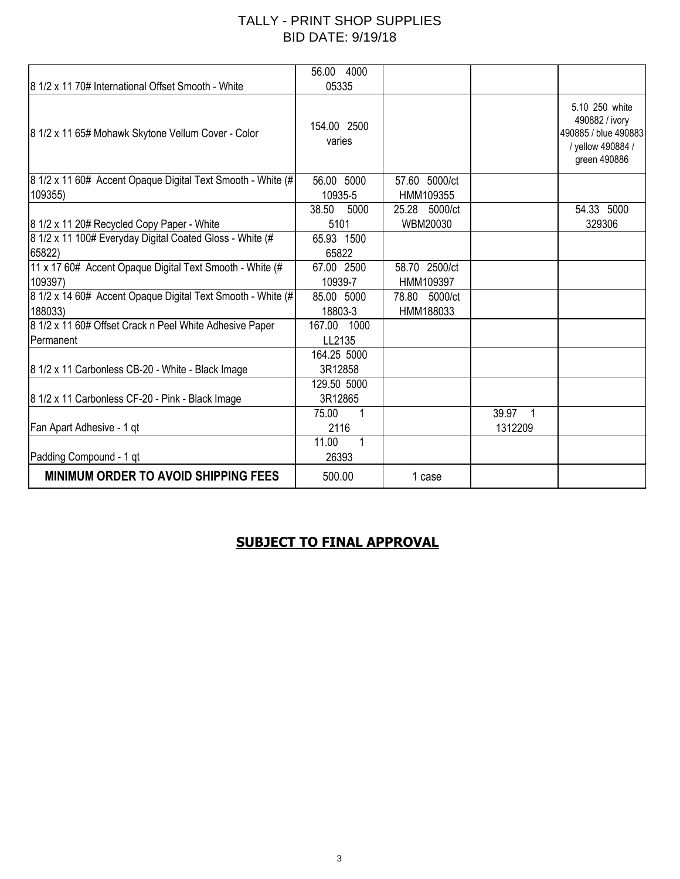# TALLY - PRINT SHOP SUPPLIES
## BID DATE: 9/19/18

| | | | | |
|---|---|---|---|---|
| 8 1/2 x 11 70# International Offset Smooth - White | 56.00 4000 05335 | | | |
| 8 1/2 x 11 65# Mohawk Skytone Vellum Cover - Color | 154.00 2500 varies | | | 5.10 250 white 490882 / ivory 490885 / blue 490883 / yellow 490884 / green 490886 |
| 8 1/2 x 11 60# Accent Opaque Digital Text Smooth - White (# 109355) | 56.00 5000 10935-5 | 57.60 5000/ct HMM109355 | | |
| 8 1/2 x 11 20# Recycled Copy Paper - White | 38.50 5000 5101 | 25.28 5000/ct WBM20030 | | 54.33 5000 329306 |
| 8 1/2 x 11 100# Everyday Digital Coated Gloss - White (# 65822) | 65.93 1500 65822 | | | |
| 11 x 17 60# Accent Opaque Digital Text Smooth - White (# 109397) | 67.00 2500 10939-7 | 58.70 2500/ct HMM109397 | | |
| 8 1/2 x 14 60# Accent Opaque Digital Text Smooth - White (# 188033) | 85.00 5000 18803-3 | 78.80 5000/ct HMM188033 | | |
| 8 1/2 x 11 60# Offset Crack n Peel White Adhesive Paper Permanent | 167.00 1000 LL2135 | | | |
| 8 1/2 x 11 Carbonless CB-20 - White - Black Image | 164.25 5000 3R12858 | | | |
| 8 1/2 x 11 Carbonless CF-20 - Pink - Black Image | 129.50 5000 3R12865 | | | |
| Fan Apart Adhesive - 1 qt | 75.00 1 2116 | | 39.97 1 1312209 | |
| Padding Compound - 1 qt | 11.00 1 26393 | | | |
| **MINIMUM ORDER TO AVOID SHIPPING FEES** | 500.00 | 1 case | | |

**SUBJECT TO FINAL APPROVAL**